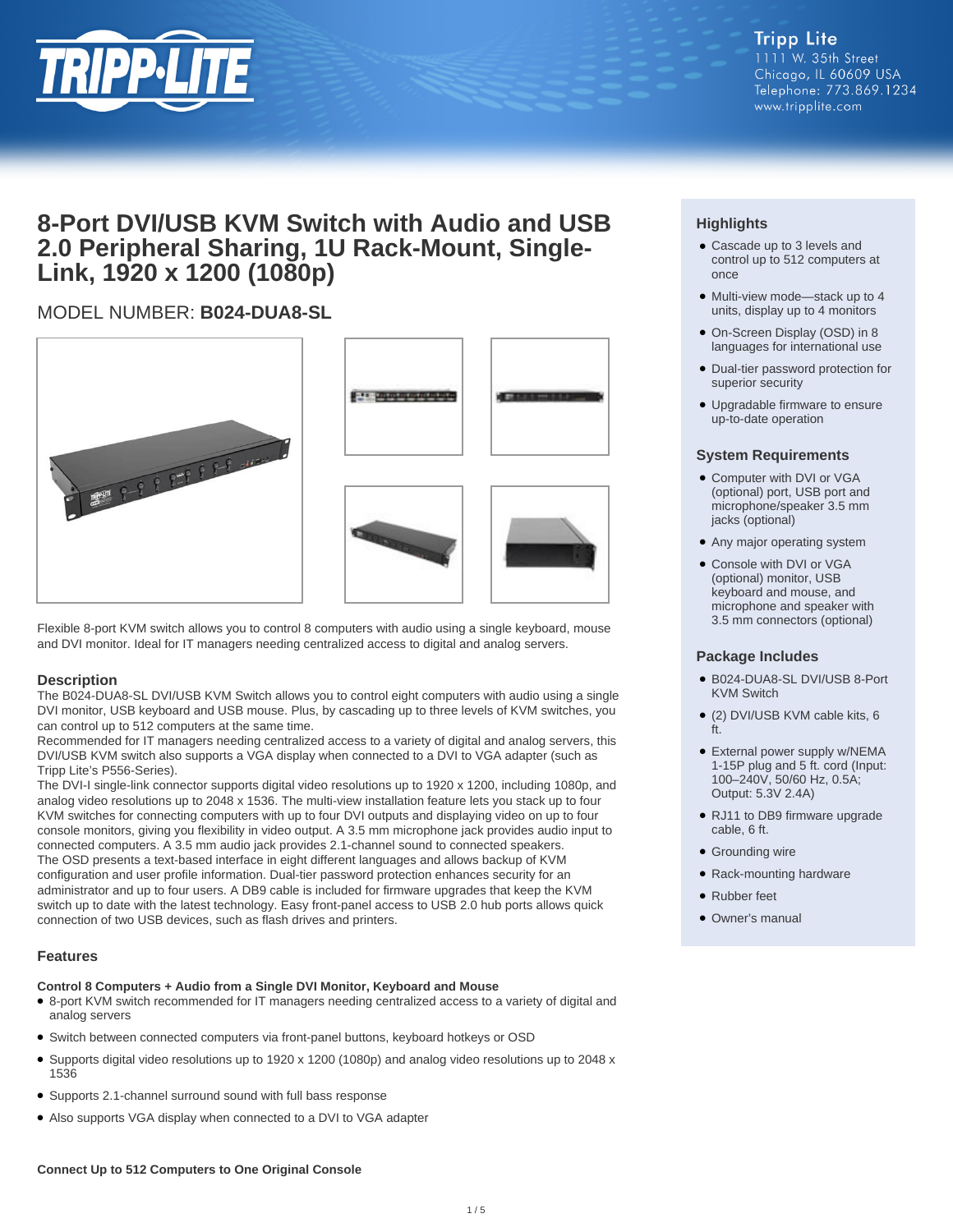Tripp Lite
1111 W. 35th Street
Chicago, IL 60609 USA
Telephone: 773.869.1234
www.tripplite.com

# 8-Port DVI/USB KVM Switch with Audio and USB 2.0 Peripheral Sharing, 1U Rack-Mount, Single-Link, 1920 x 1200 (1080p)

MODEL NUMBER: **B024-DUA8-SL**

Flexible 8-port KVM switch allows you to control 8 computers with audio using a single keyboard, mouse and DVI monitor. Ideal for IT managers needing centralized access to digital and analog servers.

## Description

The B024-DUA8-SL DVI/USB KVM Switch allows you to control eight computers with audio using a single DVI monitor, USB keyboard and USB mouse. Plus, by cascading up to three levels of KVM switches, you can control up to 512 computers at the same time.

Recommended for IT managers needing centralized access to a variety of digital and analog servers, this DVI/USB KVM switch also supports a VGA display when connected to a DVI to VGA adapter (such as Tripp Lite's P556-Series).

The DVI-I single-link connector supports digital video resolutions up to 1920 x 1200, including 1080p, and analog video resolutions up to 2048 x 1536. The multi-view installation feature lets you stack up to four KVM switches for connecting computers with up to four DVI outputs and displaying video on up to four console monitors, giving you flexibility in video output. A 3.5 mm microphone jack provides audio input to connected computers. A 3.5 mm audio jack provides 2.1-channel sound to connected speakers.

The OSD presents a text-based interface in eight different languages and allows backup of KVM configuration and user profile information. Dual-tier password protection enhances security for an administrator and up to four users. A DB9 cable is included for firmware upgrades that keep the KVM switch up to date with the latest technology. Easy front-panel access to USB 2.0 hub ports allows quick connection of two USB devices, such as flash drives and printers.

## Features

**Control 8 Computers + Audio from a Single DVI Monitor, Keyboard and Mouse**

- 8-port KVM switch recommended for IT managers needing centralized access to a variety of digital and analog servers
- Switch between connected computers via front-panel buttons, keyboard hotkeys or OSD
- Supports digital video resolutions up to 1920 x 1200 (1080p) and analog video resolutions up to 2048 x 1536
- Supports 2.1-channel surround sound with full bass response
- Also supports VGA display when connected to a DVI to VGA adapter

**Connect Up to 512 Computers to One Original Console**

## Highlights

- Cascade up to 3 levels and control up to 512 computers at once
- Multi-view mode—stack up to 4 units, display up to 4 monitors
- On-Screen Display (OSD) in 8 languages for international use
- Dual-tier password protection for superior security
- Upgradable firmware to ensure up-to-date operation

## System Requirements

- Computer with DVI or VGA (optional) port, USB port and microphone/speaker 3.5 mm jacks (optional)
- Any major operating system
- Console with DVI or VGA (optional) monitor, USB keyboard and mouse, and microphone and speaker with 3.5 mm connectors (optional)

## Package Includes

- B024-DUA8-SL DVI/USB 8-Port KVM Switch
- (2) DVI/USB KVM cable kits, 6 ft.
- External power supply w/NEMA 1-15P plug and 5 ft. cord (Input: 100–240V, 50/60 Hz, 0.5A; Output: 5.3V 2.4A)
- RJ11 to DB9 firmware upgrade cable, 6 ft.
- Grounding wire
- Rack-mounting hardware
- Rubber feet
- Owner's manual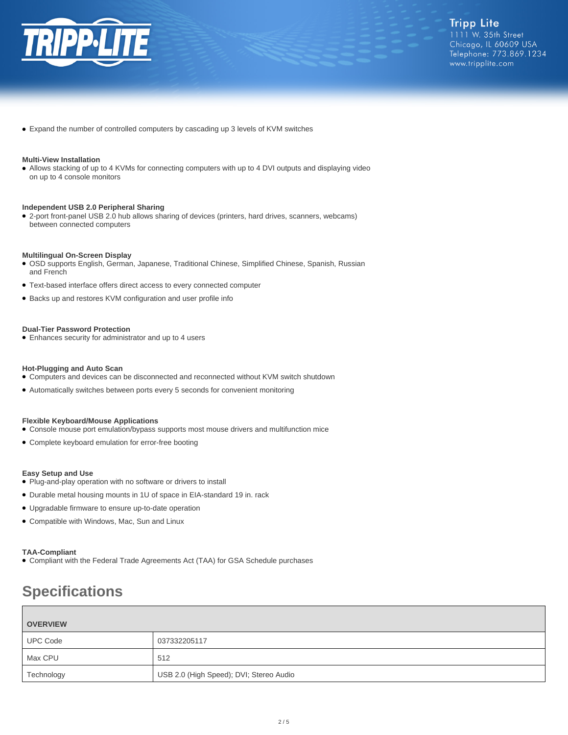- Expand the number of controlled computers by cascading up 3 levels of KVM switches

**Multi-View Installation**

- Allows stacking of up to 4 KVMs for connecting computers with up to 4 DVI outputs and displaying video on up to 4 console monitors

**Independent USB 2.0 Peripheral Sharing**

- 2-port front-panel USB 2.0 hub allows sharing of devices (printers, hard drives, scanners, webcams) between connected computers

**Multilingual On-Screen Display**

- OSD supports English, German, Japanese, Traditional Chinese, Simplified Chinese, Spanish, Russian and French
- Text-based interface offers direct access to every connected computer
- Backs up and restores KVM configuration and user profile info

**Dual-Tier Password Protection**

- Enhances security for administrator and up to 4 users

**Hot-Plugging and Auto Scan**

- Computers and devices can be disconnected and reconnected without KVM switch shutdown
- Automatically switches between ports every 5 seconds for convenient monitoring

**Flexible Keyboard/Mouse Applications**

- Console mouse port emulation/bypass supports most mouse drivers and multifunction mice
- Complete keyboard emulation for error-free booting

**Easy Setup and Use**

- Plug-and-play operation with no software or drivers to install
- Durable metal housing mounts in 1U of space in EIA-standard 19 in. rack
- Upgradable firmware to ensure up-to-date operation
- Compatible with Windows, Mac, Sun and Linux

**TAA-Compliant**

- Compliant with the Federal Trade Agreements Act (TAA) for GSA Schedule purchases

## Specifications

| OVERVIEW | |
|---|---|
| UPC Code | 037332205117 |
| Max CPU | 512 |
| Technology | USB 2.0 (High Speed); DVI; Stereo Audio |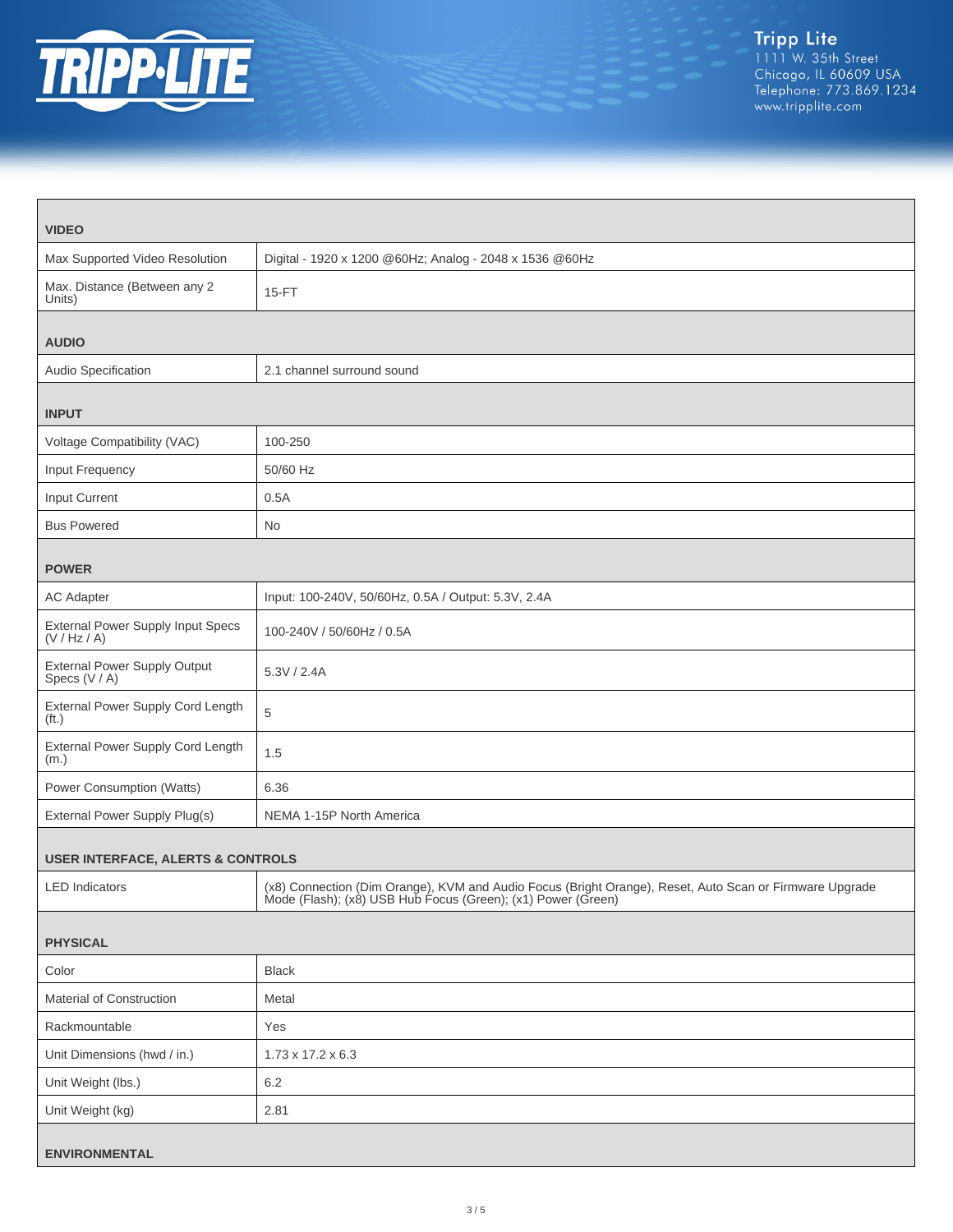| VIDEO | |
|---|---|
| Max Supported Video Resolution | Digital - 1920 x 1200 @60Hz; Analog - 2048 x 1536 @60Hz |
| Max. Distance (Between any 2 Units) | 15-FT |
| **AUDIO** | |
| Audio Specification | 2.1 channel surround sound |
| **INPUT** | |
| Voltage Compatibility (VAC) | 100-250 |
| Input Frequency | 50/60 Hz |
| Input Current | 0.5A |
| Bus Powered | No |
| **POWER** | |
| AC Adapter | Input: 100-240V, 50/60Hz, 0.5A / Output: 5.3V, 2.4A |
| External Power Supply Input Specs (V / Hz / A) | 100-240V / 50/60Hz / 0.5A |
| External Power Supply Output Specs (V / A) | 5.3V / 2.4A |
| External Power Supply Cord Length (ft.) | 5 |
| External Power Supply Cord Length (m.) | 1.5 |
| Power Consumption (Watts) | 6.36 |
| External Power Supply Plug(s) | NEMA 1-15P North America |
| **USER INTERFACE, ALERTS & CONTROLS** | |
| LED Indicators | (x8) Connection (Dim Orange), KVM and Audio Focus (Bright Orange), Reset, Auto Scan or Firmware Upgrade Mode (Flash); (x8) USB Hub Focus (Green); (x1) Power (Green) |
| **PHYSICAL** | |
| Color | Black |
| Material of Construction | Metal |
| Rackmountable | Yes |
| Unit Dimensions (hwd / in.) | 1.73 x 17.2 x 6.3 |
| Unit Weight (lbs.) | 6.2 |
| Unit Weight (kg) | 2.81 |
| **ENVIRONMENTAL** | |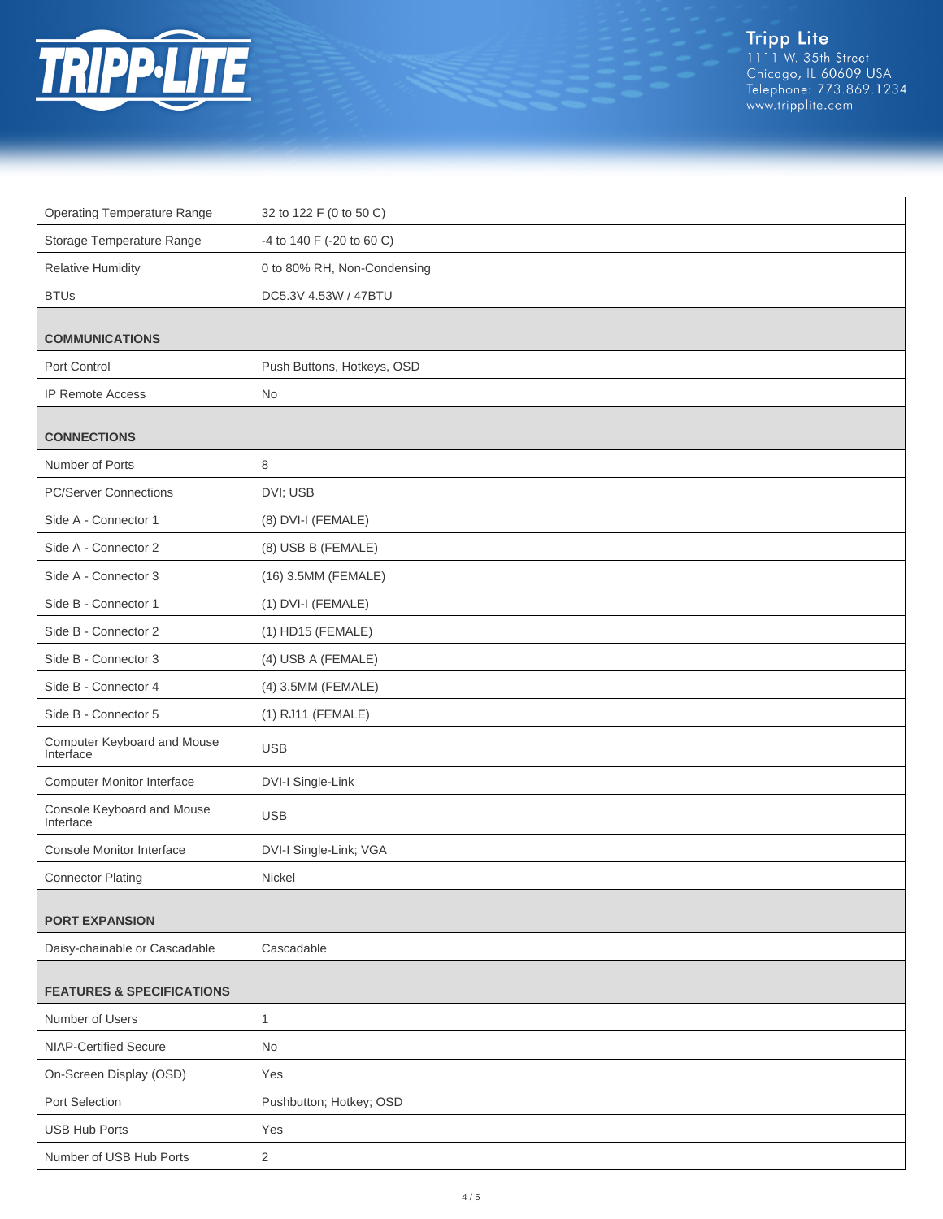| Operating Temperature Range | 32 to 122 F (0 to 50 C) |
| --- | --- |
| Storage Temperature Range | -4 to 140 F (-20 to 60 C) |
| Relative Humidity | 0 to 80% RH, Non-Condensing |
| BTUs | DC5.3V 4.53W / 47BTU |

## COMMUNICATIONS

| Port Control | Push Buttons, Hotkeys, OSD |
| --- | --- |
| IP Remote Access | No |

## CONNECTIONS

| Number of Ports | 8 |
| --- | --- |
| PC/Server Connections | DVI; USB |
| Side A - Connector 1 | (8) DVI-I (FEMALE) |
| Side A - Connector 2 | (8) USB B (FEMALE) |
| Side A - Connector 3 | (16) 3.5MM (FEMALE) |
| Side B - Connector 1 | (1) DVI-I (FEMALE) |
| Side B - Connector 2 | (1) HD15 (FEMALE) |
| Side B - Connector 3 | (4) USB A (FEMALE) |
| Side B - Connector 4 | (4) 3.5MM (FEMALE) |
| Side B - Connector 5 | (1) RJ11 (FEMALE) |
| Computer Keyboard and Mouse Interface | USB |
| Computer Monitor Interface | DVI-I Single-Link |
| Console Keyboard and Mouse Interface | USB |
| Console Monitor Interface | DVI-I Single-Link; VGA |
| Connector Plating | Nickel |

## PORT EXPANSION

| Daisy-chainable or Cascadable | Cascadable |
| --- | --- |

## FEATURES & SPECIFICATIONS

| Number of Users | 1 |
| --- | --- |
| NIAP-Certified Secure | No |
| On-Screen Display (OSD) | Yes |
| Port Selection | Pushbutton; Hotkey; OSD |
| USB Hub Ports | Yes |
| Number of USB Hub Ports | 2 |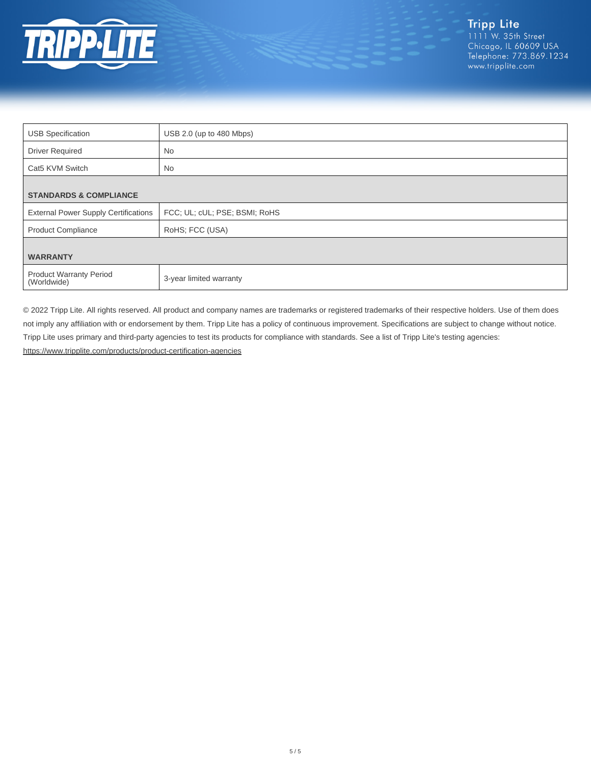| | |
|---|---|
| USB Specification | USB 2.0 (up to 480 Mbps) |
| Driver Required | No |
| Cat5 KVM Switch | No |
| **STANDARDS & COMPLIANCE** | |
| External Power Supply Certifications | FCC; UL; cUL; PSE; BSMI; RoHS |
| Product Compliance | RoHS; FCC (USA) |
| **WARRANTY** | |
| Product Warranty Period (Worldwide) | 3-year limited warranty |

© 2022 Tripp Lite. All rights reserved. All product and company names are trademarks or registered trademarks of their respective holders. Use of them does not imply any affiliation with or endorsement by them. Tripp Lite has a policy of continuous improvement. Specifications are subject to change without notice. Tripp Lite uses primary and third-party agencies to test its products for compliance with standards. See a list of Tripp Lite's testing agencies: https://www.tripplite.com/products/product-certification-agencies